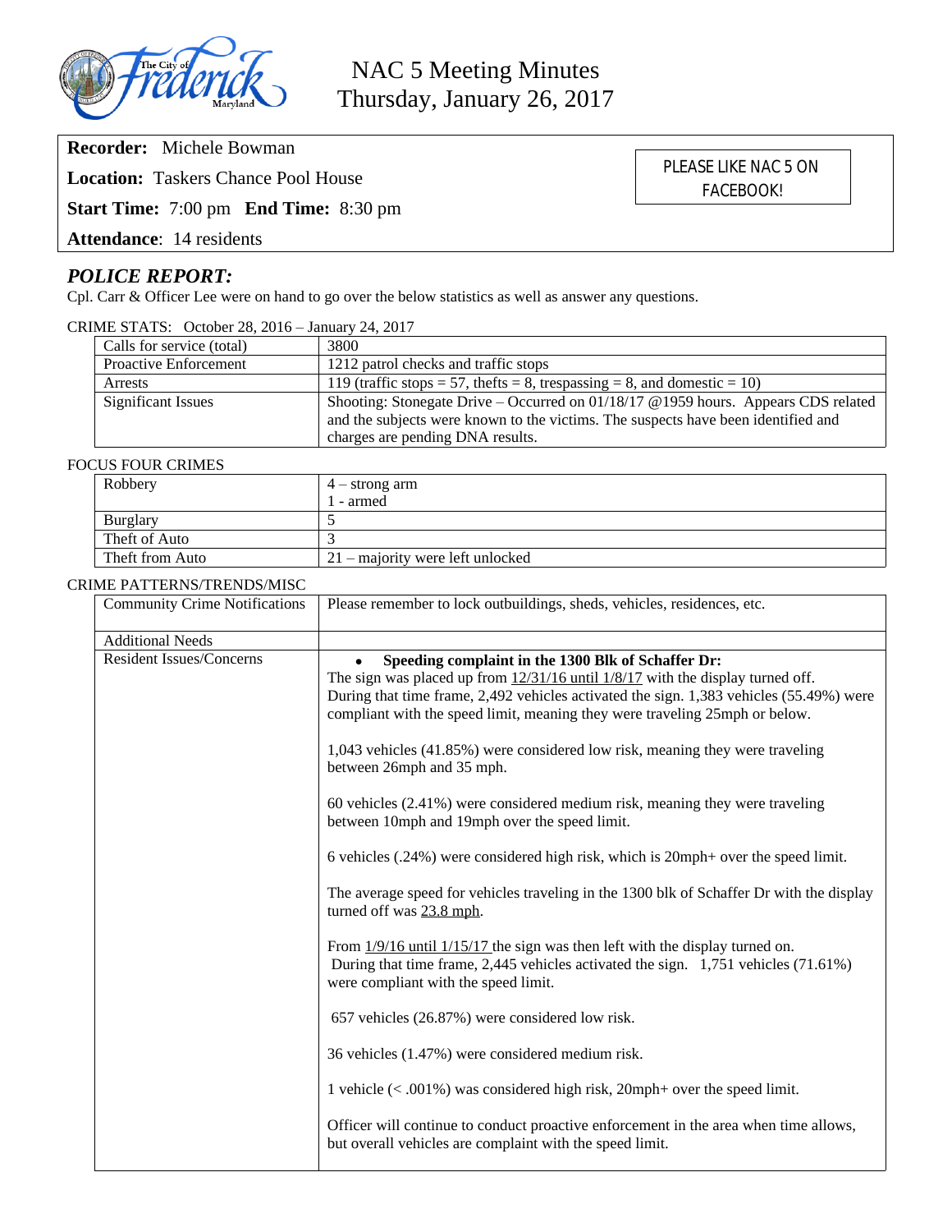# NAC 5 Meeting Minutes
## Thursday, January 26, 2017

**Recorder:** Michele Bowman

**Location:** Taskers Chance Pool House

**Start Time:** 7:00 pm **End Time:** 8:30 pm

**Attendance**: 14 residents

PLEASE LIKE NAC 5 ON FACEBOOK!

## *POLICE REPORT:*

Cpl. Carr & Officer Lee were on hand to go over the below statistics as well as answer any questions.

CRIME STATS: October 28, 2016 – January 24, 2017

| | |
|---|---|
| Calls for service (total) | 3800 |
| Proactive Enforcement | 1212 patrol checks and traffic stops |
| Arrests | 119 (traffic stops = 57, thefts = 8, trespassing = 8, and domestic = 10) |
| Significant Issues | Shooting: Stonegate Drive – Occurred on 01/18/17 @1959 hours. Appears CDS related and the subjects were known to the victims. The suspects have been identified and charges are pending DNA results. |

FOCUS FOUR CRIMES

| | |
|---|---|
| Robbery | 4 – strong arm<br>1 - armed |
| Burglary | 5 |
| Theft of Auto | 3 |
| Theft from Auto | 21 – majority were left unlocked |

CRIME PATTERNS/TRENDS/MISC

| | |
|---|---|
| Community Crime Notifications | Please remember to lock outbuildings, sheds, vehicles, residences, etc. |
| Additional Needs | |
| Resident Issues/Concerns | • **Speeding complaint in the 1300 Blk of Schaffer Dr:**<br>The sign was placed up from 12/31/16 until 1/8/17 with the display turned off. During that time frame, 2,492 vehicles activated the sign. 1,383 vehicles (55.49%) were compliant with the speed limit, meaning they were traveling 25mph or below.<br><br>1,043 vehicles (41.85%) were considered low risk, meaning they were traveling between 26mph and 35 mph.<br><br>60 vehicles (2.41%) were considered medium risk, meaning they were traveling between 10mph and 19mph over the speed limit.<br><br>6 vehicles (.24%) were considered high risk, which is 20mph+ over the speed limit.<br><br>The average speed for vehicles traveling in the 1300 blk of Schaffer Dr with the display turned off was 23.8 mph.<br><br>From 1/9/16 until 1/15/17 the sign was then left with the display turned on. During that time frame, 2,445 vehicles activated the sign. 1,751 vehicles (71.61%) were compliant with the speed limit.<br><br>657 vehicles (26.87%) were considered low risk.<br><br>36 vehicles (1.47%) were considered medium risk.<br><br>1 vehicle (< .001%) was considered high risk, 20mph+ over the speed limit.<br><br>Officer will continue to conduct proactive enforcement in the area when time allows, but overall vehicles are complaint with the speed limit. |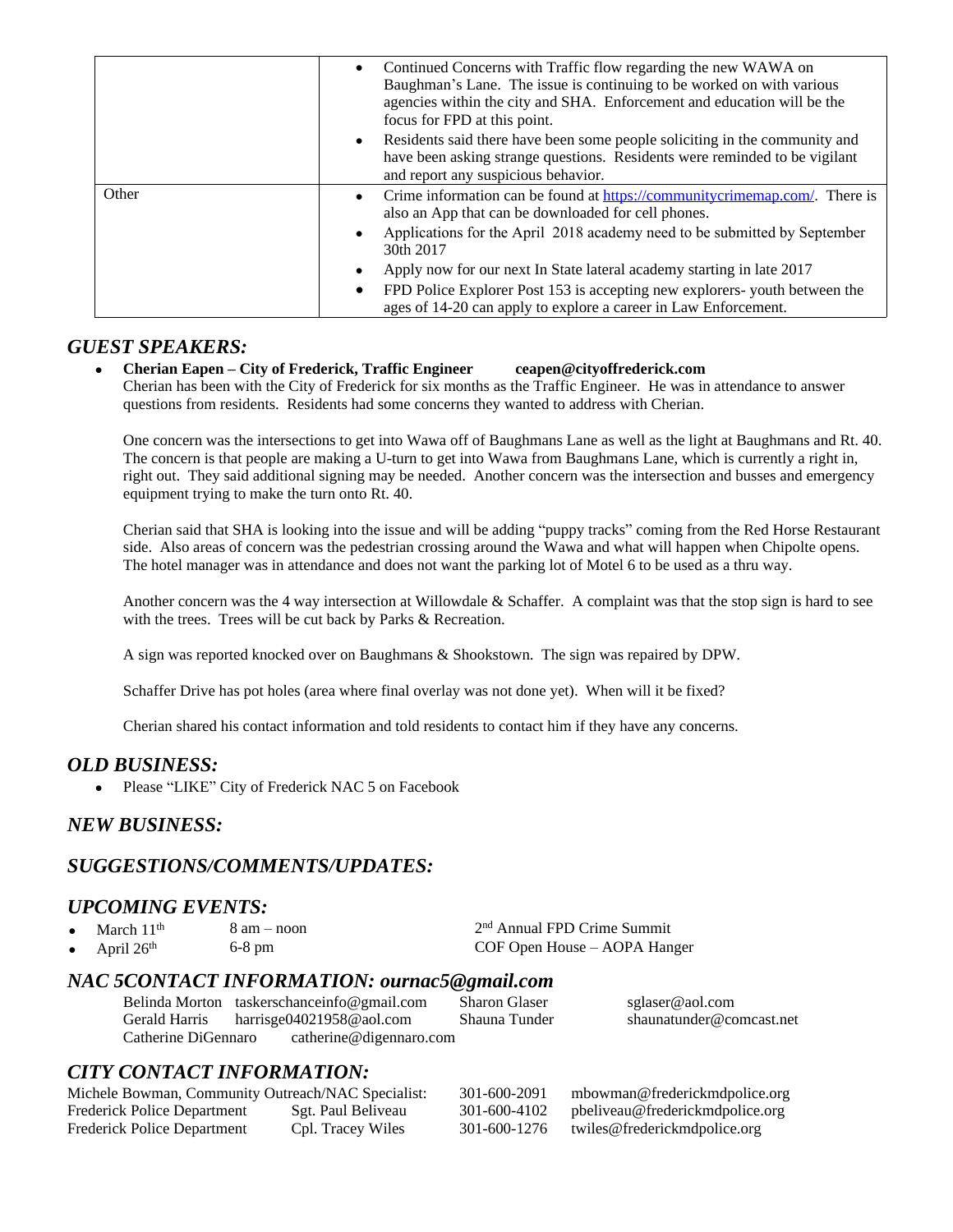| | |
|---|---|
| | • Continued Concerns with Traffic flow regarding the new WAWA on Baughman's Lane. The issue is continuing to be worked on with various agencies within the city and SHA. Enforcement and education will be the focus for FPD at this point.<br>• Residents said there have been some people soliciting in the community and have been asking strange questions. Residents were reminded to be vigilant and report any suspicious behavior. |
| Other | • Crime information can be found at https://communitycrimemap.com/. There is also an App that can be downloaded for cell phones.<br>• Applications for the April 2018 academy need to be submitted by September 30th 2017<br>• Apply now for our next In State lateral academy starting in late 2017<br>• FPD Police Explorer Post 153 is accepting new explorers- youth between the ages of 14-20 can apply to explore a career in Law Enforcement. |

## *GUEST SPEAKERS:*

- **Cherian Eapen – City of Frederick, Traffic Engineer ceapen@cityoffrederick.com**
  Cherian has been with the City of Frederick for six months as the Traffic Engineer. He was in attendance to answer questions from residents. Residents had some concerns they wanted to address with Cherian.

  One concern was the intersections to get into Wawa off of Baughmans Lane as well as the light at Baughmans and Rt. 40. The concern is that people are making a U-turn to get into Wawa from Baughmans Lane, which is currently a right in, right out. They said additional signing may be needed. Another concern was the intersection and busses and emergency equipment trying to make the turn onto Rt. 40.

  Cherian said that SHA is looking into the issue and will be adding "puppy tracks" coming from the Red Horse Restaurant side. Also areas of concern was the pedestrian crossing around the Wawa and what will happen when Chipolte opens. The hotel manager was in attendance and does not want the parking lot of Motel 6 to be used as a thru way.

  Another concern was the 4 way intersection at Willowdale & Schaffer. A complaint was that the stop sign is hard to see with the trees. Trees will be cut back by Parks & Recreation.

  A sign was reported knocked over on Baughmans & Shookstown. The sign was repaired by DPW.

  Schaffer Drive has pot holes (area where final overlay was not done yet). When will it be fixed?

  Cherian shared his contact information and told residents to contact him if they have any concerns.

## *OLD BUSINESS:*

- Please "LIKE" City of Frederick NAC 5 on Facebook

## *NEW BUSINESS:*

## *SUGGESTIONS/COMMENTS/UPDATES:*

## *UPCOMING EVENTS:*

- March 11th 8 am – noon 2nd Annual FPD Crime Summit
- April 26th 6-8 pm COF Open House – AOPA Hanger

## *NAC 5CONTACT INFORMATION: ournac5@gmail.com*

| | | | |
|---|---|---|---|
| Belinda Morton | taskerschanceinfo@gmail.com | Sharon Glaser | sglaser@aol.com |
| Gerald Harris | harrisge04021958@aol.com | Shauna Tunder | shaunatunder@comcast.net |
| Catherine DiGennaro | catherine@digennaro.com | | |

## *CITY CONTACT INFORMATION:*

| | | | |
|---|---|---|---|
| Michele Bowman, Community Outreach/NAC Specialist: | | 301-600-2091 | mbowman@frederickmdpolice.org |
| Frederick Police Department | Sgt. Paul Beliveau | 301-600-4102 | pbeliveau@frederickmdpolice.org |
| Frederick Police Department | Cpl. Tracey Wiles | 301-600-1276 | twiles@frederickmdpolice.org |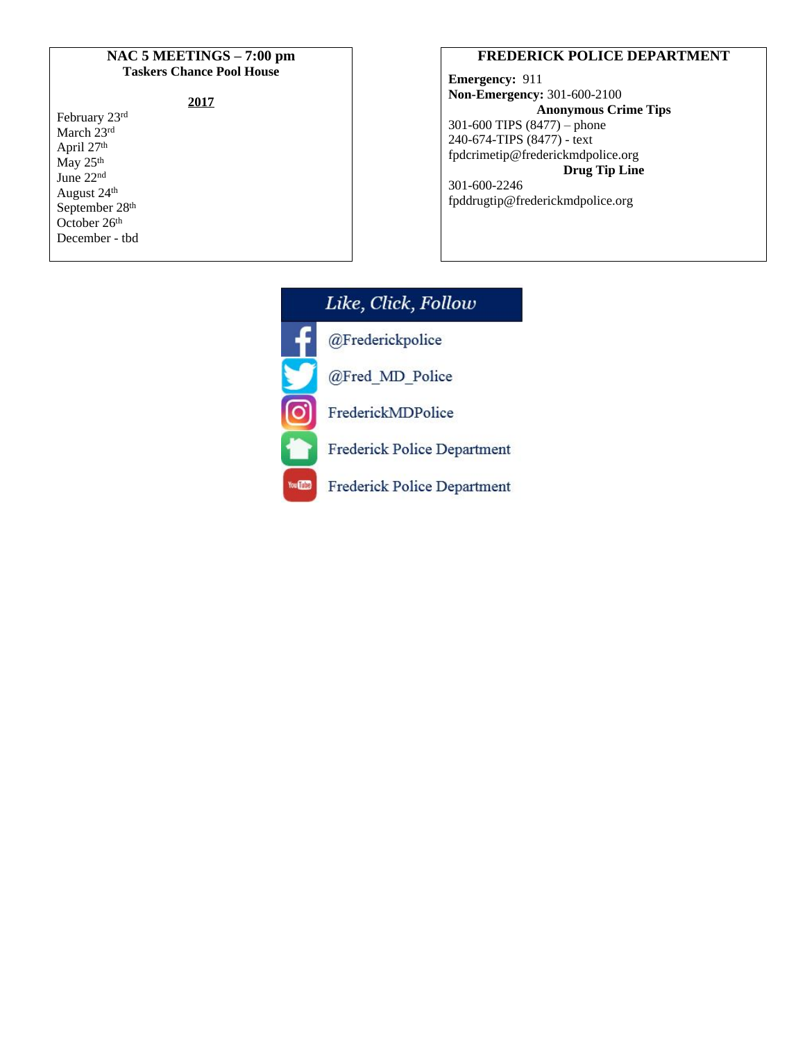## NAC 5 MEETINGS – 7:00 pm

**Taskers Chance Pool House**

**2017**

February 23rd
March 23rd
April 27th
May 25th
June 22nd
August 24th
September 28th
October 26th
December - tbd

## FREDERICK POLICE DEPARTMENT

**Emergency:** 911
**Non-Emergency:** 301-600-2100

**Anonymous Crime Tips**

301-600 TIPS (8477) – phone
240-674-TIPS (8477) - text
fpdcrimetip@frederickmdpolice.org

**Drug Tip Line**

301-600-2246
fpddrugtip@frederickmdpolice.org

*Like, Click, Follow*

@Frederickpolice
@Fred_MD_Police
FrederickMDPolice
Frederick Police Department
Frederick Police Department